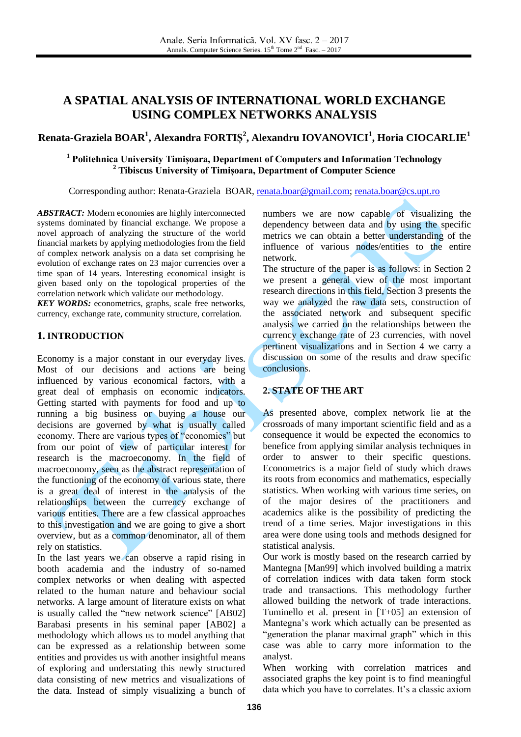# A SPATIAL ANALYSIS OF INTERNATIONAL WORLD EXCHANGE USING COMPLEX NETWORKS ANALYSIS

**Renata-Graziela BOAR[1], Alexandra FORTIȘ[2], Alexandru IOVANOVICI[1], Horia CIOCARLIE[1]**

[1] **Politehnica University Timișoara, Department of Computers and Information Technology**
[2] **Tibiscus University of Timișoara, Department of Computer Science**

Corresponding author: Renata-Graziela BOAR, renata.boar@gmail.com; renata.boar@cs.upt.ro

***ABSTRACT:*** Modern economies are highly interconnected systems dominated by financial exchange. We propose a novel approach of analyzing the structure of the world financial markets by applying methodologies from the field of complex network analysis on a data set comprising he evolution of exchange rates on 23 major currencies over a time span of 14 years. Interesting economical insight is given based only on the topological properties of the correlation network which validate our methodology.

***KEY WORDS:*** econometrics, graphs, scale free networks, currency, exchange rate, community structure, correlation.

## 1. INTRODUCTION

Economy is a major constant in our everyday lives. Most of our decisions and actions are being influenced by various economical factors, with a great deal of emphasis on economic indicators. Getting started with payments for food and up to running a big business or buying a house our decisions are governed by what is usually called economy. There are various types of "economies" but from our point of view of particular interest for research is the macroeconomy. In the field of macroeconomy, seen as the abstract representation of the functioning of the economy of various state, there is a great deal of interest in the analysis of the relationships between the currency exchange of various entities. There are a few classical approaches to this investigation and we are going to give a short overview, but as a common denominator, all of them rely on statistics.

In the last years we can observe a rapid rising in booth academia and the industry of so-named complex networks or when dealing with aspected related to the human nature and behaviour social networks. A large amount of literature exists on what is usually called the "new network science" [AB02] Barabasi presents in his seminal paper [AB02] a methodology which allows us to model anything that can be expressed as a relationship between some entities and provides us with another insightful means of exploring and understating this newly structured data consisting of new metrics and visualizations of the data. Instead of simply visualizing a bunch of numbers we are now capable of visualizing the dependency between data and by using the specific metrics we can obtain a better understanding of the influence of various nodes/entities to the entire network.

The structure of the paper is as follows: in Section 2 we present a general view of the most important research directions in this field, Section 3 presents the way we analyzed the raw data sets, construction of the associated network and subsequent specific analysis we carried on the relationships between the currency exchange rate of 23 currencies, with novel pertinent visualizations and in Section 4 we carry a discussion on some of the results and draw specific conclusions.

## 2. STATE OF THE ART

As presented above, complex network lie at the crossroads of many important scientific field and as a consequence it would be expected the economics to benefice from applying similar analysis techniques in order to answer to their specific questions. Econometrics is a major field of study which draws its roots from economics and mathematics, especially statistics. When working with various time series, on of the major desires of the practitioners and academics alike is the possibility of predicting the trend of a time series. Major investigations in this area were done using tools and methods designed for statistical analysis.

Our work is mostly based on the research carried by Mantegna [Man99] which involved building a matrix of correlation indices with data taken form stock trade and transactions. This methodology further allowed building the network of trade interactions. Tuminello et al. present in [T+05] an extension of Mantegna's work which actually can be presented as "generation the planar maximal graph" which in this case was able to carry more information to the analyst.

When working with correlation matrices and associated graphs the key point is to find meaningful data which you have to correlates. It's a classic axiom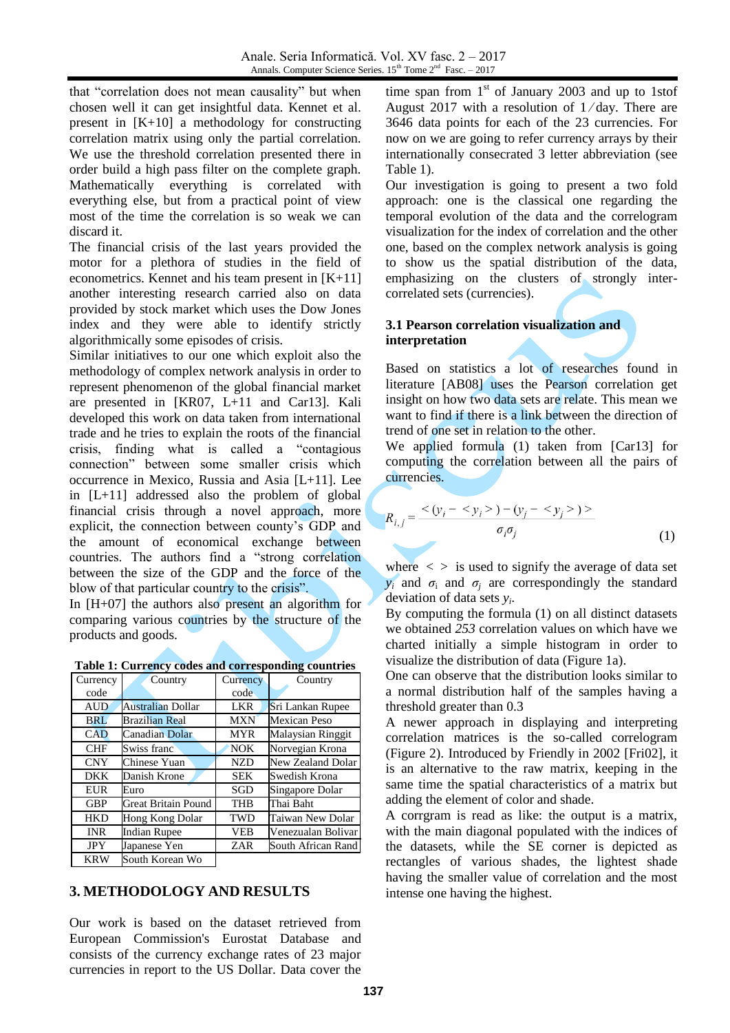that "correlation does not mean causality" but when chosen well it can get insightful data. Kennet et al. present in [K+10] a methodology for constructing correlation matrix using only the partial correlation. We use the threshold correlation presented there in order build a high pass filter on the complete graph. Mathematically everything is correlated with everything else, but from a practical point of view most of the time the correlation is so weak we can discard it.

The financial crisis of the last years provided the motor for a plethora of studies in the field of econometrics. Kennet and his team present in [K+11] another interesting research carried also on data provided by stock market which uses the Dow Jones index and they were able to identify strictly algorithmically some episodes of crisis.

Similar initiatives to our one which exploit also the methodology of complex network analysis in order to represent phenomenon of the global financial market are presented in [KR07, L+11 and Car13]. Kali developed this work on data taken from international trade and he tries to explain the roots of the financial crisis, finding what is called a "contagious connection" between some smaller crisis which occurrence in Mexico, Russia and Asia [L+11]. Lee in [L+11] addressed also the problem of global financial crisis through a novel approach, more explicit, the connection between county's GDP and the amount of economical exchange between countries. The authors find a "strong correlation between the size of the GDP and the force of the blow of that particular country to the crisis".

In [H+07] the authors also present an algorithm for comparing various countries by the structure of the products and goods.

**Table 1: Currency codes and corresponding countries**

| Currency code | Country | Currency code | Country |
|---|---|---|---|
| AUD | Australian Dollar | LKR | Sri Lankan Rupee |
| BRL | Brazilian Real | MXN | Mexican Peso |
| CAD | Canadian Dolar | MYR | Malaysian Ringgit |
| CHF | Swiss franc | NOK | Norvegian Krona |
| CNY | Chinese Yuan | NZD | New Zealand Dolar |
| DKK | Danish Krone | SEK | Swedish Krona |
| EUR | Euro | SGD | Singapore Dolar |
| GBP | Great Britain Pound | THB | Thai Baht |
| HKD | Hong Kong Dolar | TWD | Taiwan New Dolar |
| INR | Indian Rupee | VEB | Venezualan Bolivar |
| JPY | Japanese Yen | ZAR | South African Rand |
| KRW | South Korean Wo | | |

## 3. METHODOLOGY AND RESULTS

Our work is based on the dataset retrieved from European Commission's Eurostat Database and consists of the currency exchange rates of 23 major currencies in report to the US Dollar. Data cover the time span from 1st of January 2003 and up to 1stof August 2017 with a resolution of 1/day. There are 3646 data points for each of the 23 currencies. For now on we are going to refer currency arrays by their internationally consecrated 3 letter abbreviation (see Table 1).

Our investigation is going to present a two fold approach: one is the classical one regarding the temporal evolution of the data and the correlogram visualization for the index of correlation and the other one, based on the complex network analysis is going to show us the spatial distribution of the data, emphasizing on the clusters of strongly inter-correlated sets (currencies).

### 3.1 Pearson correlation visualization and interpretation

Based on statistics a lot of researches found in literature [AB08] uses the Pearson correlation get insight on how two data sets are relate. This mean we want to find if there is a link between the direction of trend of one set in relation to the other.

We applied formula (1) taken from [Car13] for computing the correlation between all the pairs of currencies.

$$R_{i,j} = \frac{<(y_i - <y_i>) - (y_j - <y_j>)>}{\sigma_i \sigma_j} \quad (1)$$

where $< >$ is used to signify the average of data set $y_i$ and $\sigma_i$ and $\sigma_j$ are correspondingly the standard deviation of data sets $y_i$.

By computing the formula (1) on all distinct datasets we obtained *253* correlation values on which have we charted initially a simple histogram in order to visualize the distribution of data (Figure 1a).

One can observe that the distribution looks similar to a normal distribution half of the samples having a threshold greater than 0.3

A newer approach in displaying and interpreting correlation matrices is the so-called correlogram (Figure 2). Introduced by Friendly in 2002 [Fri02], it is an alternative to the raw matrix, keeping in the same time the spatial characteristics of a matrix but adding the element of color and shade.

A corrgram is read as like: the output is a matrix, with the main diagonal populated with the indices of the datasets, while the SE corner is depicted as rectangles of various shades, the lightest shade having the smaller value of correlation and the most intense one having the highest.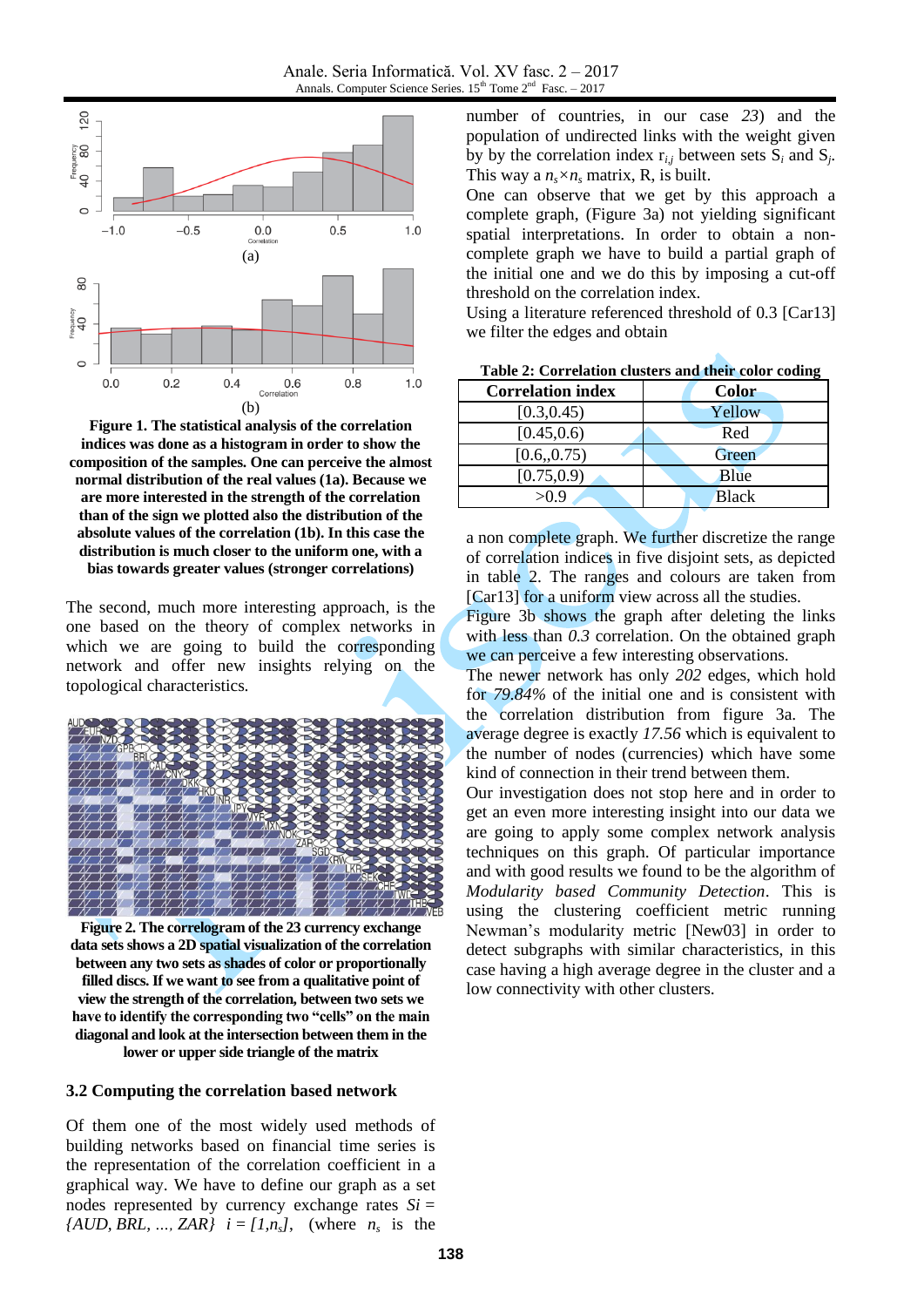Figure 1. The statistical analysis of the correlation indices was done as a histogram in order to show the composition of the samples. One can perceive the almost normal distribution of the real values (1a). Because we are more interested in the strength of the correlation than of the sign we plotted also the distribution of the absolute values of the correlation (1b). In this case the distribution is much closer to the uniform one, with a bias towards greater values (stronger correlations)

The second, much more interesting approach, is the one based on the theory of complex networks in which we are going to build the corresponding network and offer new insights relying on the topological characteristics.

**Figure 2. The correlogram of the 23 currency exchange data sets shows a 2D spatial visualization of the correlation between any two sets as shades of color or proportionally filled discs. If we want to see from a qualitative point of view the strength of the correlation, between two sets we have to identify the corresponding two "cells" on the main diagonal and look at the intersection between them in the lower or upper side triangle of the matrix**

### 3.2 Computing the correlation based network

Of them one of the most widely used methods of building networks based on financial time series is the representation of the correlation coefficient in a graphical way. We have to define our graph as a set nodes represented by currency exchange rates $Si = \{AUD, BRL, ..., ZAR\}$ $i = [1,n_s]$, (where $n_s$ is the number of countries, in our case *23*) and the population of undirected links with the weight given by by the correlation index $r_{i,j}$ between sets $S_i$ and $S_j$. This way a $n_s \times n_s$ matrix, R, is built.

One can observe that we get by this approach a complete graph, (Figure 3a) not yielding significant spatial interpretations. In order to obtain a non-complete graph we have to build a partial graph of the initial one and we do this by imposing a cut-off threshold on the correlation index.

Using a literature referenced threshold of 0.3 [Car13] we filter the edges and obtain

**Table 2: Correlation clusters and their color coding**

| Correlation index | Color |
|---|---|
| [0.3,0.45) | Yellow |
| [0.45,0.6) | Red |
| [0.6,,0.75) | Green |
| [0.75,0.9) | Blue |
| >0.9 | Black |

a non complete graph. We further discretize the range of correlation indices in five disjoint sets, as depicted in table 2. The ranges and colours are taken from [Car13] for a uniform view across all the studies.

Figure 3b shows the graph after deleting the links with less than *0.3* correlation. On the obtained graph we can perceive a few interesting observations.

The newer network has only *202* edges, which hold for *79.84%* of the initial one and is consistent with the correlation distribution from figure 3a. The average degree is exactly *17.56* which is equivalent to the number of nodes (currencies) which have some kind of connection in their trend between them.

Our investigation does not stop here and in order to get an even more interesting insight into our data we are going to apply some complex network analysis techniques on this graph. Of particular importance and with good results we found to be the algorithm of *Modularity based Community Detection*. This is using the clustering coefficient metric running Newman's modularity metric [New03] in order to detect subgraphs with similar characteristics, in this case having a high average degree in the cluster and a low connectivity with other clusters.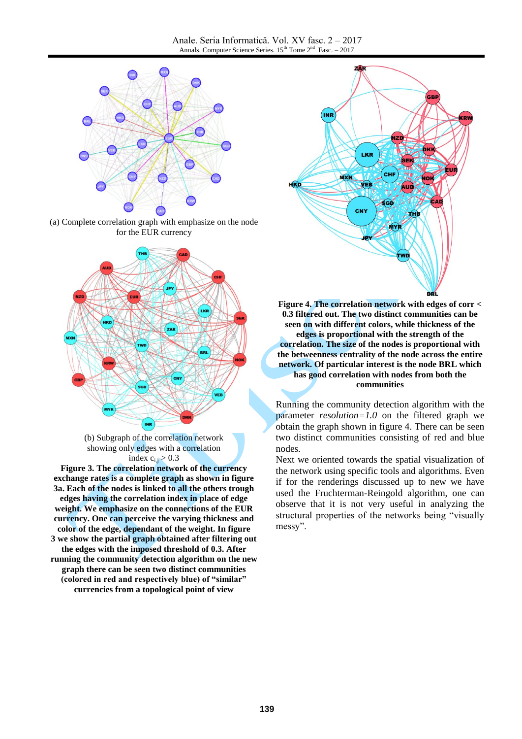(a) Complete correlation graph with emphasize on the node for the EUR currency

(b) Subgraph of the correlation network showing only edges with a correlation index $c_{i,j} > 0.3$

**Figure 3. The correlation network of the currency exchange rates is a complete graph as shown in figure 3a. Each of the nodes is linked to all the others trough edges having the correlation index in place of edge weight. We emphasize on the connections of the EUR currency. One can perceive the varying thickness and color of the edge, dependant of the weight. In figure 3 we show the partial graph obtained after filtering out the edges with the imposed threshold of 0.3. After running the community detection algorithm on the new graph there can be seen two distinct communities (colored in red and respectively blue) of "similar" currencies from a topological point of view**

**Figure 4. The correlation network with edges of corr < 0.3 filtered out. The two distinct communities can be seen on with different colors, while thickness of the edges is proportional with the strength of the correlation. The size of the nodes is proportional with the betweenness centrality of the node across the entire network. Of particular interest is the node BRL which has good correlation with nodes from both the communities**

Running the community detection algorithm with the parameter *resolution=1.0* on the filtered graph we obtain the graph shown in figure 4. There can be seen two distinct communities consisting of red and blue nodes.

Next we oriented towards the spatial visualization of the network using specific tools and algorithms. Even if for the renderings discussed up to new we have used the Fruchterman-Reingold algorithm, one can observe that it is not very useful in analyzing the structural properties of the networks being "visually messy".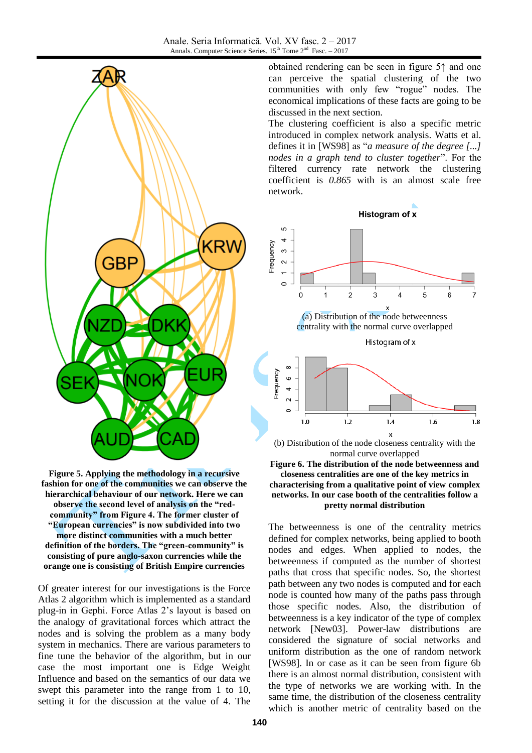**Figure 5. Applying the methodology in a recursive fashion for one of the communities we can observe the hierarchical behaviour of our network. Here we can observe the second level of analysis on the "red-community" from Figure 4. The former cluster of "European currencies" is now subdivided into two more distinct communities with a much better definition of the borders. The "green-community" is consisting of pure anglo-saxon currencies while the orange one is consisting of British Empire currencies**

Of greater interest for our investigations is the Force Atlas 2 algorithm which is implemented as a standard plug-in in Gephi. Force Atlas 2's layout is based on the analogy of gravitational forces which attract the nodes and is solving the problem as a many body system in mechanics. There are various parameters to fine tune the behavior of the algorithm, but in our case the most important one is Edge Weight Influence and based on the semantics of our data we swept this parameter into the range from 1 to 10, setting it for the discussion at the value of 4. The obtained rendering can be seen in figure 5↑ and one can perceive the spatial clustering of the two communities with only few "rogue" nodes. The economical implications of these facts are going to be discussed in the next section.

The clustering coefficient is also a specific metric introduced in complex network analysis. Watts et al. defines it in [WS98] as "*a measure of the degree [...] nodes in a graph tend to cluster together*". For the filtered currency rate network the clustering coefficient is *0.865* with is an almost scale free network.

(a) Distribution of the node betweenness centrality with the normal curve overlapped

(b) Distribution of the node closeness centrality with the normal curve overlapped

**Figure 6. The distribution of the node betweenness and closeness centralities are one of the key metrics in characterising from a qualitative point of view complex networks. In our case booth of the centralities follow a pretty normal distribution**

The betweenness is one of the centrality metrics defined for complex networks, being applied to booth nodes and edges. When applied to nodes, the betweenness if computed as the number of shortest paths that cross that specific nodes. So, the shortest path between any two nodes is computed and for each node is counted how many of the paths pass through those specific nodes. Also, the distribution of betweenness is a key indicator of the type of complex network [New03]. Power-law distributions are considered the signature of social networks and uniform distribution as the one of random network [WS98]. In or case as it can be seen from figure 6b there is an almost normal distribution, consistent with the type of networks we are working with. In the same time, the distribution of the closeness centrality which is another metric of centrality based on the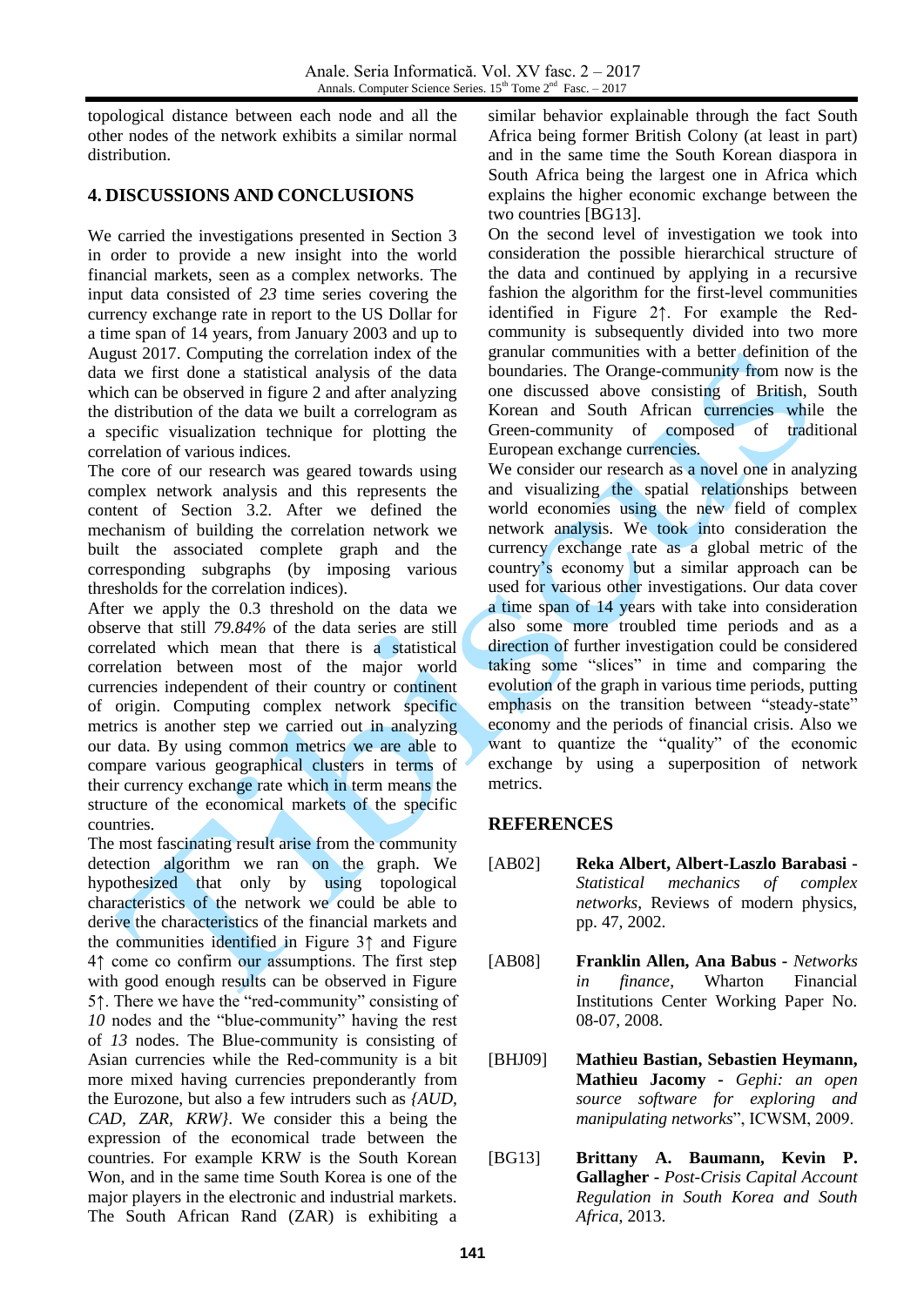topological distance between each node and all the other nodes of the network exhibits a similar normal distribution.

## 4. DISCUSSIONS AND CONCLUSIONS

We carried the investigations presented in Section 3 in order to provide a new insight into the world financial markets, seen as a complex networks. The input data consisted of *23* time series covering the currency exchange rate in report to the US Dollar for a time span of 14 years, from January 2003 and up to August 2017. Computing the correlation index of the data we first done a statistical analysis of the data which can be observed in figure 2 and after analyzing the distribution of the data we built a correlogram as a specific visualization technique for plotting the correlation of various indices.

The core of our research was geared towards using complex network analysis and this represents the content of Section 3.2. After we defined the mechanism of building the correlation network we built the associated complete graph and the corresponding subgraphs (by imposing various thresholds for the correlation indices).

After we apply the 0.3 threshold on the data we observe that still *79.84%* of the data series are still correlated which mean that there is a statistical correlation between most of the major world currencies independent of their country or continent of origin. Computing complex network specific metrics is another step we carried out in analyzing our data. By using common metrics we are able to compare various geographical clusters in terms of their currency exchange rate which in term means the structure of the economical markets of the specific countries.

The most fascinating result arise from the community detection algorithm we ran on the graph. We hypothesized that only by using topological characteristics of the network we could be able to derive the characteristics of the financial markets and the communities identified in Figure 3↑ and Figure 4↑ come co confirm our assumptions. The first step with good enough results can be observed in Figure 5↑. There we have the "red-community" consisting of *10* nodes and the "blue-community" having the rest of *13* nodes. The Blue-community is consisting of Asian currencies while the Red-community is a bit more mixed having currencies preponderantly from the Eurozone, but also a few intruders such as *{AUD, CAD, ZAR, KRW}*. We consider this a being the expression of the economical trade between the countries. For example KRW is the South Korean Won, and in the same time South Korea is one of the major players in the electronic and industrial markets. The South African Rand (ZAR) is exhibiting a similar behavior explainable through the fact South Africa being former British Colony (at least in part) and in the same time the South Korean diaspora in South Africa being the largest one in Africa which explains the higher economic exchange between the two countries [BG13].

On the second level of investigation we took into consideration the possible hierarchical structure of the data and continued by applying in a recursive fashion the algorithm for the first-level communities identified in Figure 2↑. For example the Red-community is subsequently divided into two more granular communities with a better definition of the boundaries. The Orange-community from now is the one discussed above consisting of British, South Korean and South African currencies while the Green-community of composed of traditional European exchange currencies.

We consider our research as a novel one in analyzing and visualizing the spatial relationships between world economies using the new field of complex network analysis. We took into consideration the currency exchange rate as a global metric of the country's economy but a similar approach can be used for various other investigations. Our data cover a time span of 14 years with take into consideration also some more troubled time periods and as a direction of further investigation could be considered taking some "slices" in time and comparing the evolution of the graph in various time periods, putting emphasis on the transition between "steady-state" economy and the periods of financial crisis. Also we want to quantize the "quality" of the economic exchange by using a superposition of network metrics.

## REFERENCES

[AB02] **Reka Albert, Albert-Laszlo Barabasi** - *Statistical mechanics of complex networks*, Reviews of modern physics, pp. 47, 2002.

[AB08] **Franklin Allen, Ana Babus** - *Networks in finance*, Wharton Financial Institutions Center Working Paper No. 08-07, 2008.

[BHJ09] **Mathieu Bastian, Sebastien Heymann, Mathieu Jacomy** - *Gephi: an open source software for exploring and manipulating networks*", ICWSM, 2009.

[BG13] **Brittany A. Baumann, Kevin P. Gallagher** - *Post-Crisis Capital Account Regulation in South Korea and South Africa*, 2013.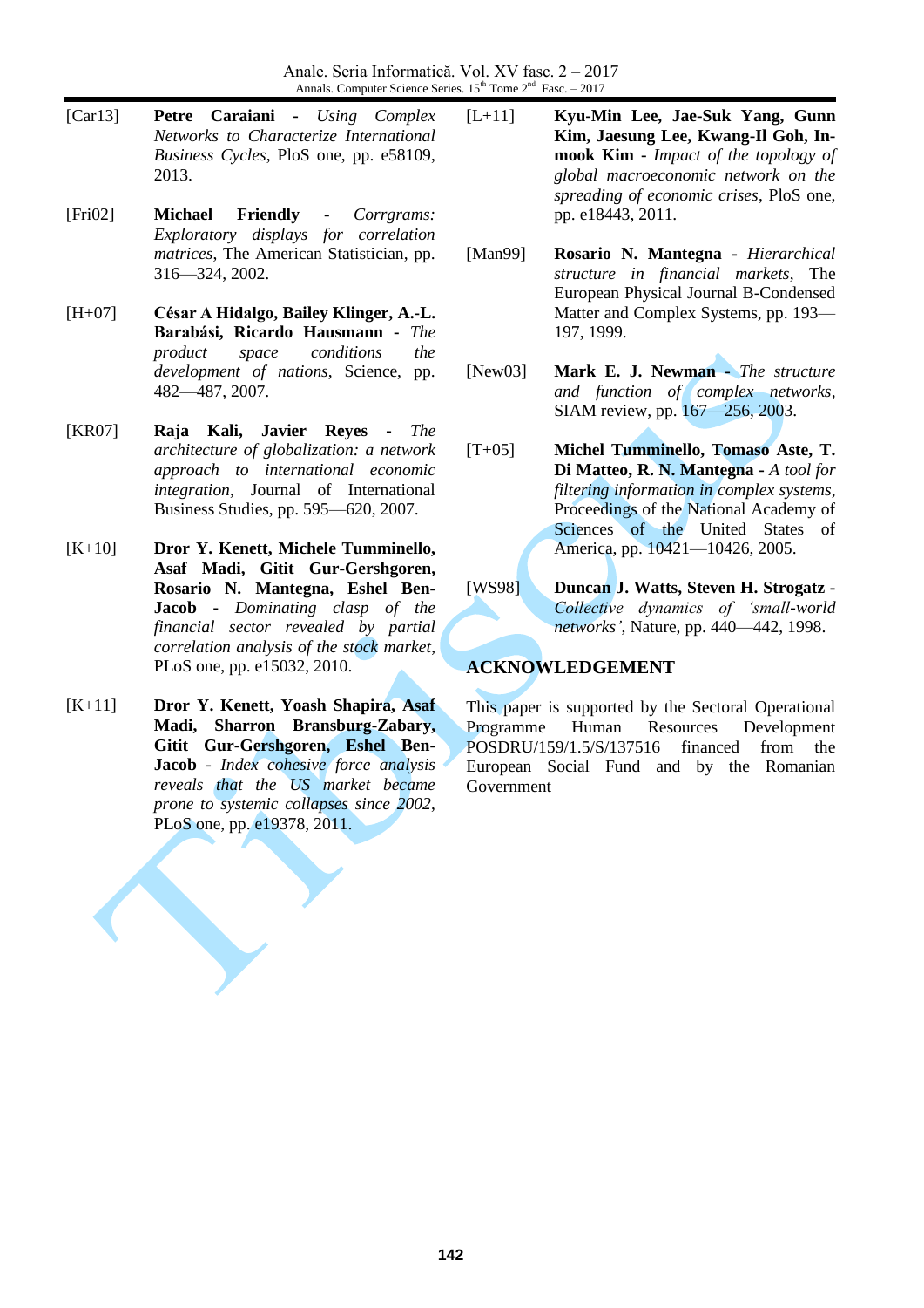[Car13] **Petre Caraiani** - *Using Complex Networks to Characterize International Business Cycles*, PloS one, pp. e58109, 2013.

[Fri02] **Michael Friendly** - *Corrgrams: Exploratory displays for correlation matrices*, The American Statistician, pp. 316—324, 2002.

[H+07] **César A Hidalgo, Bailey Klinger, A.-L. Barabási, Ricardo Hausmann** - *The product space conditions the development of nations*, Science, pp. 482—487, 2007.

[KR07] **Raja Kali, Javier Reyes** - *The architecture of globalization: a network approach to international economic integration*, Journal of International Business Studies, pp. 595—620, 2007.

[K+10] **Dror Y. Kenett, Michele Tumminello, Asaf Madi, Gitit Gur-Gershgoren, Rosario N. Mantegna, Eshel Ben-Jacob** - *Dominating clasp of the financial sector revealed by partial correlation analysis of the stock market*, PLoS one, pp. e15032, 2010.

[K+11] **Dror Y. Kenett, Yoash Shapira, Asaf Madi, Sharron Bransburg-Zabary, Gitit Gur-Gershgoren, Eshel Ben-Jacob** - *Index cohesive force analysis reveals that the US market became prone to systemic collapses since 2002*, PLoS one, pp. e19378, 2011.

[L+11] **Kyu-Min Lee, Jae-Suk Yang, Gunn Kim, Jaesung Lee, Kwang-Il Goh, In-mook Kim** - *Impact of the topology of global macroeconomic network on the spreading of economic crises*, PloS one, pp. e18443, 2011.

[Man99] **Rosario N. Mantegna** - *Hierarchical structure in financial markets*, The European Physical Journal B-Condensed Matter and Complex Systems, pp. 193—197, 1999.

[New03] **Mark E. J. Newman** - *The structure and function of complex networks*, SIAM review, pp. 167—256, 2003.

[T+05] **Michel Tumminello, Tomaso Aste, T. Di Matteo, R. N. Mantegna** - *A tool for filtering information in complex systems*, Proceedings of the National Academy of Sciences of the United States of America, pp. 10421—10426, 2005.

[WS98] **Duncan J. Watts, Steven H. Strogatz** - *Collective dynamics of 'small-world networks'*, Nature, pp. 440—442, 1998.

## ACKNOWLEDGEMENT

This paper is supported by the Sectoral Operational Programme Human Resources Development POSDRU/159/1.5/S/137516 financed from the European Social Fund and by the Romanian Government